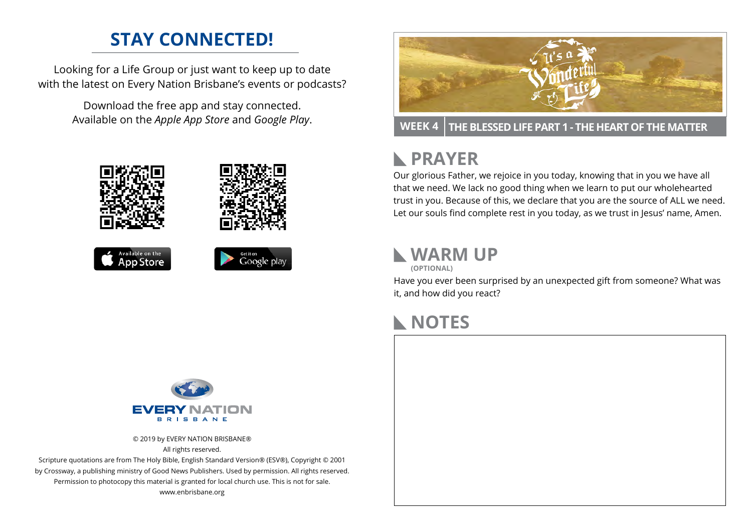# STAY CONNECTED!

Looking for a Life Group or just want to keep up to date with the latest on Every Nation Brisbane's events or podcasts?

Download the free app and stay connected. Available on the *Apple App Store* and *Google Play*.

© 2019 by EVERY NATION BRISBANE®
All rights reserved.
Scripture quotations are from The Holy Bible, English Standard Version® (ESV®), Copyright © 2001 by Crossway, a publishing ministry of Good News Publishers. Used by permission. All rights reserved.
Permission to photocopy this material is granted for local church use. This is not for sale.
www.enbrisbane.org

**WEEK 4** | **THE BLESSED LIFE PART 1 - THE HEART OF THE MATTER**

## PRAYER

Our glorious Father, we rejoice in you today, knowing that in you we have all that we need. We lack no good thing when we learn to put our wholehearted trust in you. Because of this, we declare that you are the source of ALL we need. Let our souls find complete rest in you today, as we trust in Jesus' name, Amen.

## WARM UP
**(OPTIONAL)**

Have you ever been surprised by an unexpected gift from someone? What was it, and how did you react?

## NOTES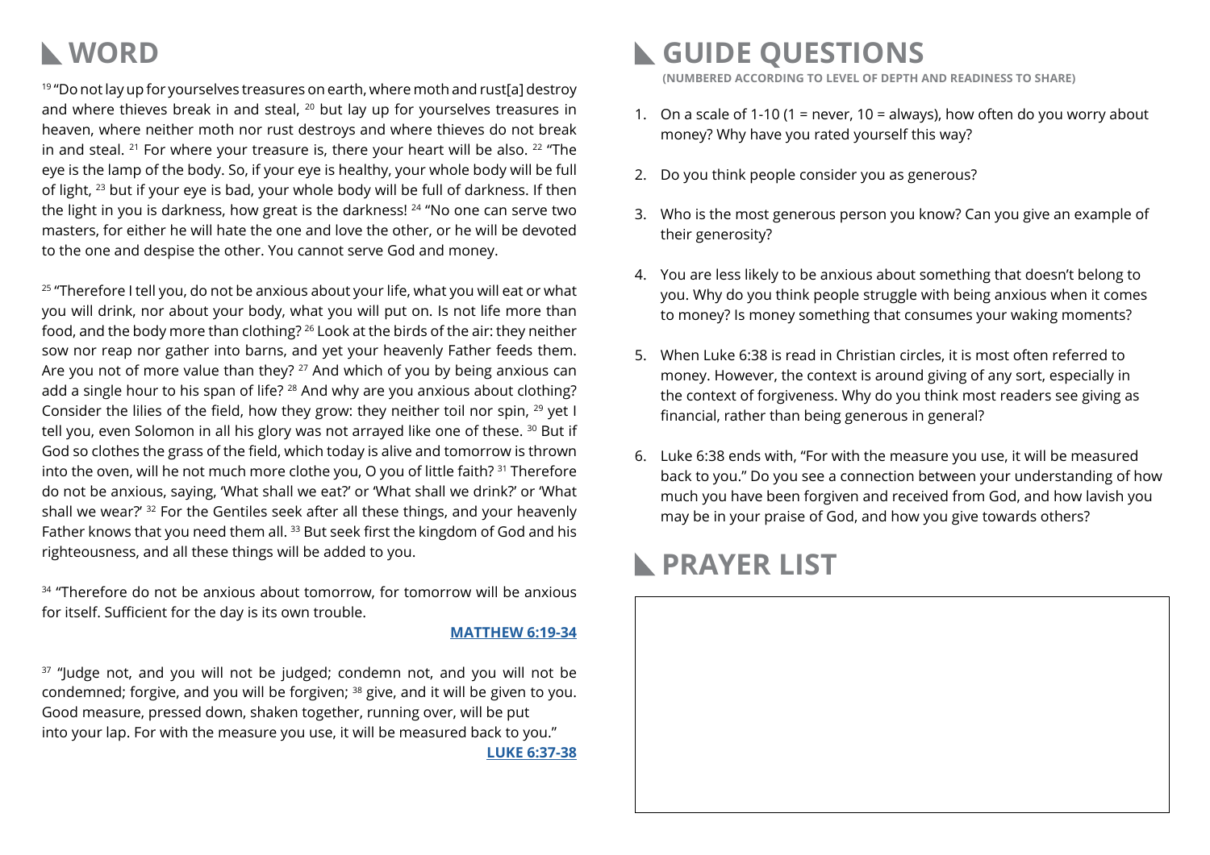## WORD

[19] "Do not lay up for yourselves treasures on earth, where moth and rust[a] destroy and where thieves break in and steal, [20] but lay up for yourselves treasures in heaven, where neither moth nor rust destroys and where thieves do not break in and steal. [21] For where your treasure is, there your heart will be also. [22] "The eye is the lamp of the body. So, if your eye is healthy, your whole body will be full of light, [23] but if your eye is bad, your whole body will be full of darkness. If then the light in you is darkness, how great is the darkness! [24] "No one can serve two masters, for either he will hate the one and love the other, or he will be devoted to the one and despise the other. You cannot serve God and money.

[25] "Therefore I tell you, do not be anxious about your life, what you will eat or what you will drink, nor about your body, what you will put on. Is not life more than food, and the body more than clothing? [26] Look at the birds of the air: they neither sow nor reap nor gather into barns, and yet your heavenly Father feeds them. Are you not of more value than they? [27] And which of you by being anxious can add a single hour to his span of life? [28] And why are you anxious about clothing? Consider the lilies of the field, how they grow: they neither toil nor spin, [29] yet I tell you, even Solomon in all his glory was not arrayed like one of these. [30] But if God so clothes the grass of the field, which today is alive and tomorrow is thrown into the oven, will he not much more clothe you, O you of little faith? [31] Therefore do not be anxious, saying, 'What shall we eat?' or 'What shall we drink?' or 'What shall we wear?' [32] For the Gentiles seek after all these things, and your heavenly Father knows that you need them all. [33] But seek first the kingdom of God and his righteousness, and all these things will be added to you.

[34] "Therefore do not be anxious about tomorrow, for tomorrow will be anxious for itself. Sufficient for the day is its own trouble.

**MATTHEW 6:19-34**

[37] "Judge not, and you will not be judged; condemn not, and you will not be condemned; forgive, and you will be forgiven; [38] give, and it will be given to you. Good measure, pressed down, shaken together, running over, will be put into your lap. For with the measure you use, it will be measured back to you."

**LUKE 6:37-38**

## GUIDE QUESTIONS

**(NUMBERED ACCORDING TO LEVEL OF DEPTH AND READINESS TO SHARE)**

1. On a scale of 1-10 (1 = never, 10 = always), how often do you worry about money? Why have you rated yourself this way?
2. Do you think people consider you as generous?
3. Who is the most generous person you know? Can you give an example of their generosity?
4. You are less likely to be anxious about something that doesn't belong to you. Why do you think people struggle with being anxious when it comes to money? Is money something that consumes your waking moments?
5. When Luke 6:38 is read in Christian circles, it is most often referred to money. However, the context is around giving of any sort, especially in the context of forgiveness. Why do you think most readers see giving as financial, rather than being generous in general?
6. Luke 6:38 ends with, "For with the measure you use, it will be measured back to you." Do you see a connection between your understanding of how much you have been forgiven and received from God, and how lavish you may be in your praise of God, and how you give towards others?

## PRAYER LIST